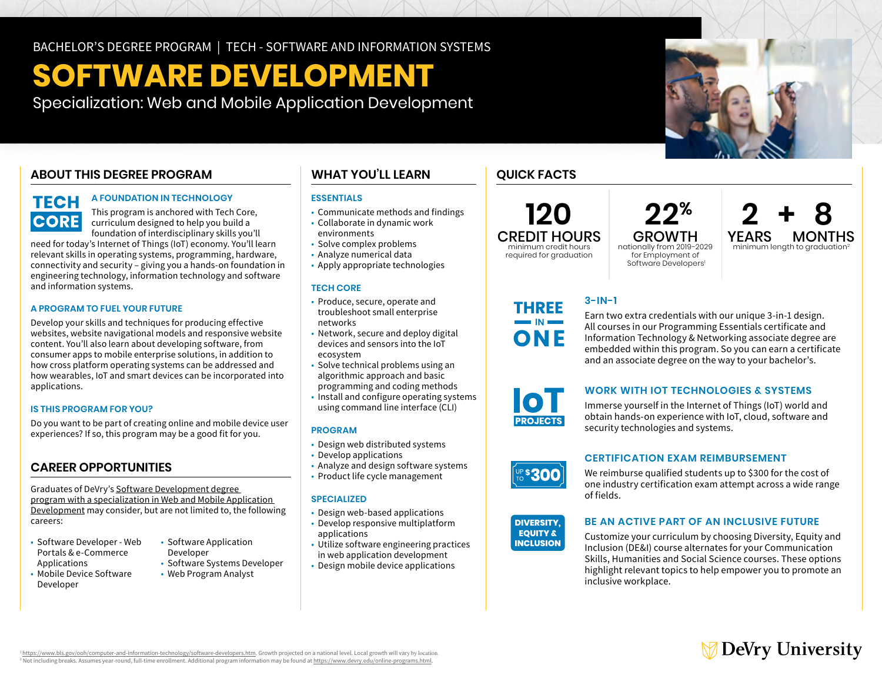BACHELOR'S DEGREE PROGRAM | TECH - SOFTWARE AND INFORMATION SYSTEMS

# SOFTWARE DEVELOPMENT

Specialization: Web and Mobile Application Development

## ABOUT THIS DEGREE PROGRAM

TECH CORE

### A FOUNDATION IN TECHNOLOGY

This program is anchored with Tech Core, curriculum designed to help you build a foundation of interdisciplinary skills you'll need for today's Internet of Things (IoT) economy. You'll learn relevant skills in operating systems, programming, hardware, connectivity and security – giving you a hands-on foundation in engineering technology, information technology and software and information systems.

### A PROGRAM TO FUEL YOUR FUTURE

Develop your skills and techniques for producing effective websites, website navigational models and responsive website content. You'll also learn about developing software, from consumer apps to mobile enterprise solutions, in addition to how cross platform operating systems can be addressed and how wearables, IoT and smart devices can be incorporated into applications.

### IS THIS PROGRAM FOR YOU?

Do you want to be part of creating online and mobile device user experiences? If so, this program may be a good fit for you.

## CAREER OPPORTUNITIES

Graduates of DeVry's Software Development degree program with a specialization in Web and Mobile Application Development may consider, but are not limited to, the following careers:

- Software Developer - Web Portals & e-Commerce Applications
- Mobile Device Software Developer
- Software Application Developer
- Software Systems Developer
- Web Program Analyst

## WHAT YOU'LL LEARN

### ESSENTIALS

- Communicate methods and findings
- Collaborate in dynamic work environments
- Solve complex problems
- Analyze numerical data
- Apply appropriate technologies

### TECH CORE

- Produce, secure, operate and troubleshoot small enterprise networks
- Network, secure and deploy digital devices and sensors into the IoT ecosystem
- Solve technical problems using an algorithmic approach and basic programming and coding methods
- Install and configure operating systems using command line interface (CLI)

### PROGRAM

- Design web distributed systems
- Develop applications
- Analyze and design software systems
- Product life cycle management

### SPECIALIZED

- Design web-based applications
- Develop responsive multiplatform applications
- Utilize software engineering practices in web application development
- Design mobile device applications

## QUICK FACTS

**120 CREDIT HOURS**
minimum credit hours required for graduation

**22% GROWTH**
nationally from 2019-2029 for Employment of Software Developers[1]

**2 YEARS + 8 MONTHS**
minimum length to graduation[2]

THREE IN ONE

### 3-IN-1

Earn two extra credentials with our unique 3-in-1 design. All courses in our Programming Essentials certificate and Information Technology & Networking associate degree are embedded within this program. So you can earn a certificate and an associate degree on the way to your bachelor's.

IoT PROJECTS

### WORK WITH IOT TECHNOLOGIES & SYSTEMS

Immerse yourself in the Internet of Things (IoT) world and obtain hands-on experience with IoT, cloud, software and security technologies and systems.

UP TO $300

### CERTIFICATION EXAM REIMBURSEMENT

We reimburse qualified students up to $300 for the cost of one industry certification exam attempt across a wide range of fields.

DIVERSITY, EQUITY & INCLUSION

### BE AN ACTIVE PART OF AN INCLUSIVE FUTURE

Customize your curriculum by choosing Diversity, Equity and Inclusion (DE&I) course alternates for your Communication Skills, Humanities and Social Science courses. These options highlight relevant topics to help empower you to promote an inclusive workplace.

[1] https://www.bls.gov/ooh/computer-and-information-technology/software-developers.htm. Growth projected on a national level. Local growth will vary by location.
[2] Not including breaks. Assumes year-round, full-time enrollment. Additional program information may be found at https://www.devry.edu/online-programs.html.

DeVry University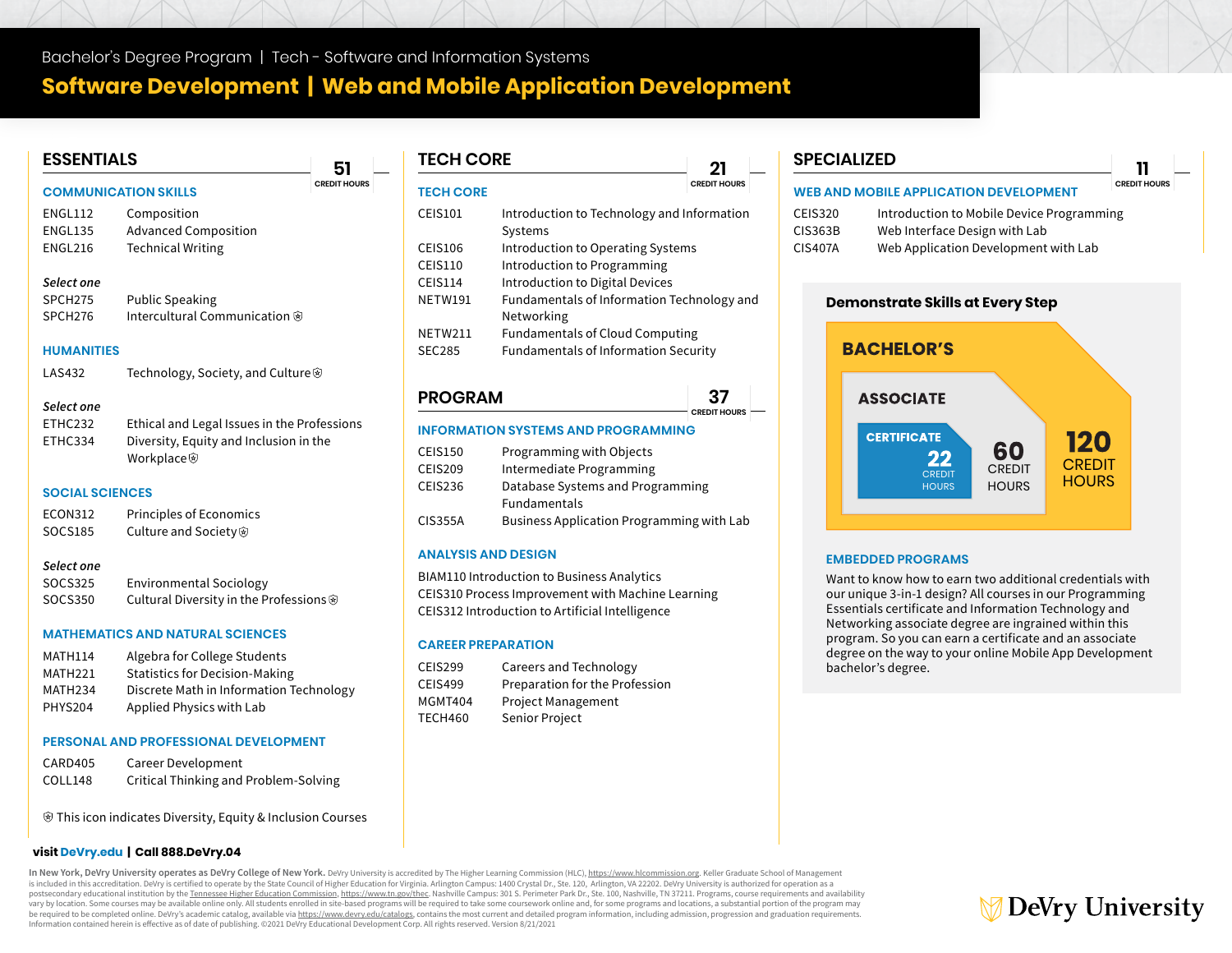Bachelor's Degree Program | Tech - Software and Information Systems

# Software Development | Web and Mobile Application Development

## ESSENTIALS

**51** CREDIT HOURS

### COMMUNICATION SKILLS

| | |
|---|---|
| ENGL112 | Composition |
| ENGL135 | Advanced Composition |
| ENGL216 | Technical Writing |

*Select one*

| | |
|---|---|
| SPCH275 | Public Speaking |
| SPCH276 | Intercultural Communication ⊛ |

### HUMANITIES

| | |
|---|---|
| LAS432 | Technology, Society, and Culture ⊛ |

*Select one*

| | |
|---|---|
| ETHC232 | Ethical and Legal Issues in the Professions |
| ETHC334 | Diversity, Equity and Inclusion in the Workplace ⊛ |

### SOCIAL SCIENCES

| | |
|---|---|
| ECON312 | Principles of Economics |
| SOCS185 | Culture and Society ⊛ |

*Select one*

| | |
|---|---|
| SOCS325 | Environmental Sociology |
| SOCS350 | Cultural Diversity in the Professions ⊛ |

### MATHEMATICS AND NATURAL SCIENCES

| | |
|---|---|
| MATH114 | Algebra for College Students |
| MATH221 | Statistics for Decision-Making |
| MATH234 | Discrete Math in Information Technology |
| PHYS204 | Applied Physics with Lab |

### PERSONAL AND PROFESSIONAL DEVELOPMENT

| | |
|---|---|
| CARD405 | Career Development |
| COLL148 | Critical Thinking and Problem-Solving |

⊛ This icon indicates Diversity, Equity & Inclusion Courses

## TECH CORE

**21** CREDIT HOURS

### TECH CORE

| | |
|---|---|
| CEIS101 | Introduction to Technology and Information Systems |
| CEIS106 | Introduction to Operating Systems |
| CEIS110 | Introduction to Programming |
| CEIS114 | Introduction to Digital Devices |
| NETW191 | Fundamentals of Information Technology and Networking |
| NETW211 | Fundamentals of Cloud Computing |
| SEC285 | Fundamentals of Information Security |

## PROGRAM

**37** CREDIT HOURS

### INFORMATION SYSTEMS AND PROGRAMMING

| | |
|---|---|
| CEIS150 | Programming with Objects |
| CEIS209 | Intermediate Programming |
| CEIS236 | Database Systems and Programming Fundamentals |
| CIS355A | Business Application Programming with Lab |

### ANALYSIS AND DESIGN

BIAM110 Introduction to Business Analytics
CEIS310 Process Improvement with Machine Learning
CEIS312 Introduction to Artificial Intelligence

### CAREER PREPARATION

| | |
|---|---|
| CEIS299 | Careers and Technology |
| CEIS499 | Preparation for the Profession |
| MGMT404 | Project Management |
| TECH460 | Senior Project |

## SPECIALIZED

**11** CREDIT HOURS

### WEB AND MOBILE APPLICATION DEVELOPMENT

| | |
|---|---|
| CEIS320 | Introduction to Mobile Device Programming |
| CIS363B | Web Interface Design with Lab |
| CIS407A | Web Application Development with Lab |

### Demonstrate Skills at Every Step

BACHELOR'S
120 CREDIT HOURS

ASSOCIATE
60 CREDIT HOURS

CERTIFICATE
22 CREDIT HOURS

### EMBEDDED PROGRAMS

Want to know how to earn two additional credentials with our unique 3-in-1 design? All courses in our Programming Essentials certificate and Information Technology and Networking associate degree are ingrained within this program. So you can earn a certificate and an associate degree on the way to your online Mobile App Development bachelor's degree.

**visit DeVry.edu | Call 888.DeVry.04**

**In New York, DeVry University operates as DeVry College of New York.** DeVry University is accredited by The Higher Learning Commission (HLC), https://www.hlcommission.org. Keller Graduate School of Management is included in this accreditation. DeVry is certified to operate by the State Council of Higher Education for Virginia. Arlington Campus: 1400 Crystal Dr., Ste. 120, Arlington, VA 22202. DeVry University is authorized for operation as a postsecondary educational institution by the Tennessee Higher Education Commission, https://www.tn.gov/thec. Nashville Campus: 301 S. Perimeter Park Dr., Ste. 100, Nashville, TN 37211. Programs, course requirements and availability vary by location. Some courses may be available online only. All students enrolled in site-based programs will be required to take some coursework online and, for some programs and locations, a substantial portion of the program may be required to be completed online. DeVry's academic catalog, available via https://www.devry.edu/catalogs, contains the most current and detailed program information, including admission, progression and graduation requirements. Information contained herein is effective as of date of publishing. ©2021 DeVry Educational Development Corp. All rights reserved. Version 8/21/2021

DeVry University